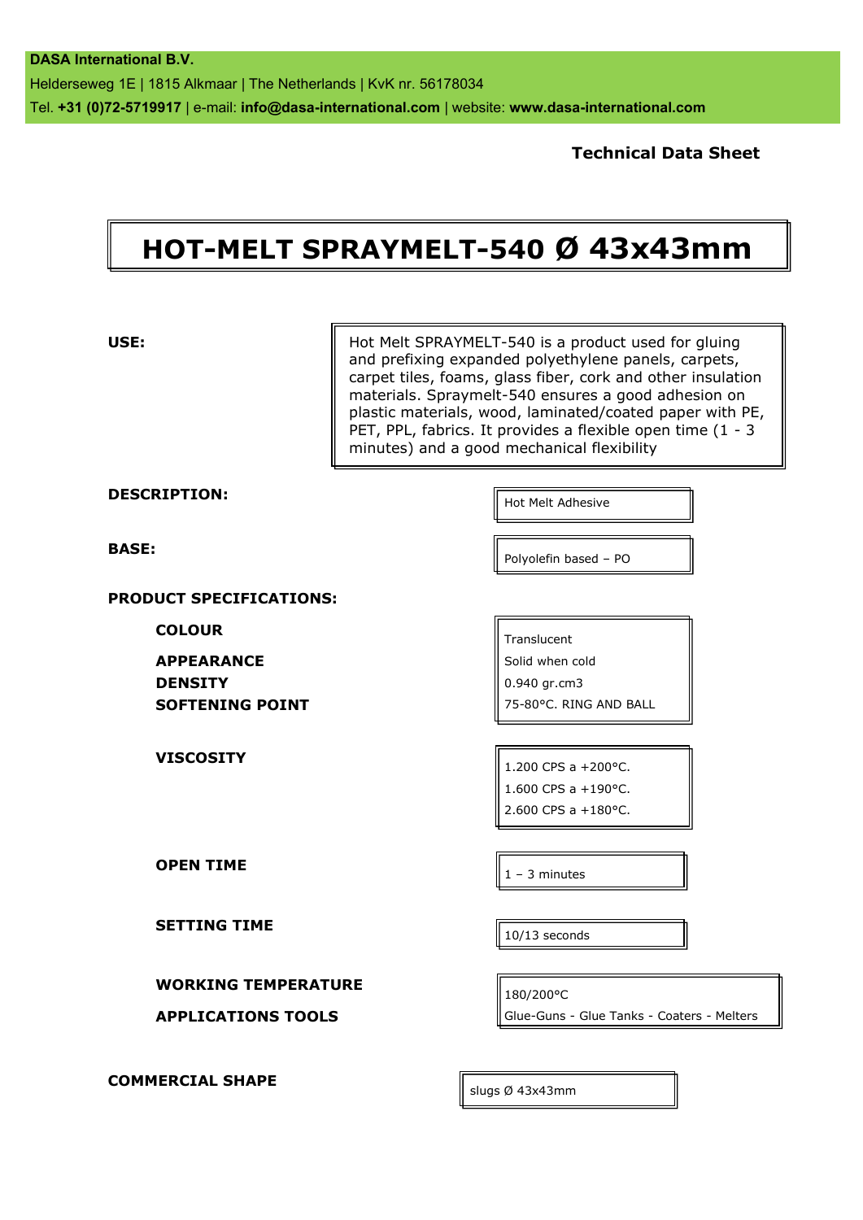**DASA International B.V.**
Helderseweg 1E | 1815 Alkmaar | The Netherlands | KvK nr. 56178034
Tel. **+31 (0)72-5719917** | e-mail: **info@dasa-international.com** | website: **www.dasa-international.com**

**Technical Data Sheet**

# HOT-MELT SPRAYMELT-540 Ø 43x43mm

**USE:**

Hot Melt SPRAYMELT-540 is a product used for gluing and prefixing expanded polyethylene panels, carpets, carpet tiles, foams, glass fiber, cork and other insulation materials. Spraymelt-540 ensures a good adhesion on plastic materials, wood, laminated/coated paper with PE, PET, PPL, fabrics. It provides a flexible open time (1 - 3 minutes) and a good mechanical flexibility

**DESCRIPTION:** Hot Melt Adhesive

**BASE:** Polyolefin based – PO

**PRODUCT SPECIFICATIONS:**

| | |
|---|---|
| **COLOUR** | Translucent |
| **APPEARANCE** | Solid when cold |
| **DENSITY** | 0.940 gr.cm3 |
| **SOFTENING POINT** | 75-80°C. RING AND BALL |
| **VISCOSITY** | 1.200 CPS a +200°C.<br>1.600 CPS a +190°C.<br>2.600 CPS a +180°C. |
| **OPEN TIME** | 1 – 3 minutes |
| **SETTING TIME** | 10/13 seconds |
| **WORKING TEMPERATURE** | 180/200°C |
| **APPLICATIONS TOOLS** | Glue-Guns - Glue Tanks - Coaters - Melters |

**COMMERCIAL SHAPE** slugs Ø 43x43mm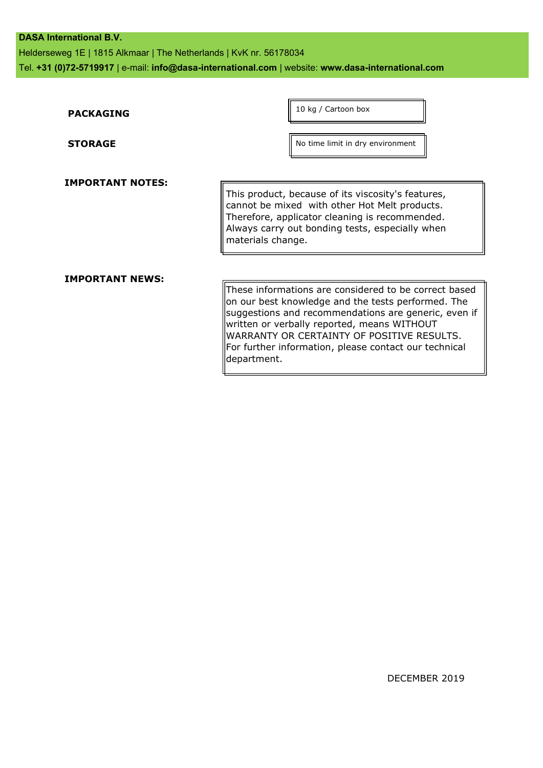**DASA International B.V.**
Helderseweg 1E | 1815 Alkmaar | The Netherlands | KvK nr. 56178034
Tel. **+31 (0)72-5719917** | e-mail: **info@dasa-international.com** | website: **www.dasa-international.com**

| | |
|---|---|
| **PACKAGING** | 10 kg / Cartoon box |
| **STORAGE** | No time limit in dry environment |

**IMPORTANT NOTES:**

This product, because of its viscosity's features, cannot be mixed with other Hot Melt products. Therefore, applicator cleaning is recommended. Always carry out bonding tests, especially when materials change.

**IMPORTANT NEWS:**

These informations are considered to be correct based on our best knowledge and the tests performed. The suggestions and recommendations are generic, even if written or verbally reported, means WITHOUT WARRANTY OR CERTAINTY OF POSITIVE RESULTS. For further information, please contact our technical department.

DECEMBER 2019